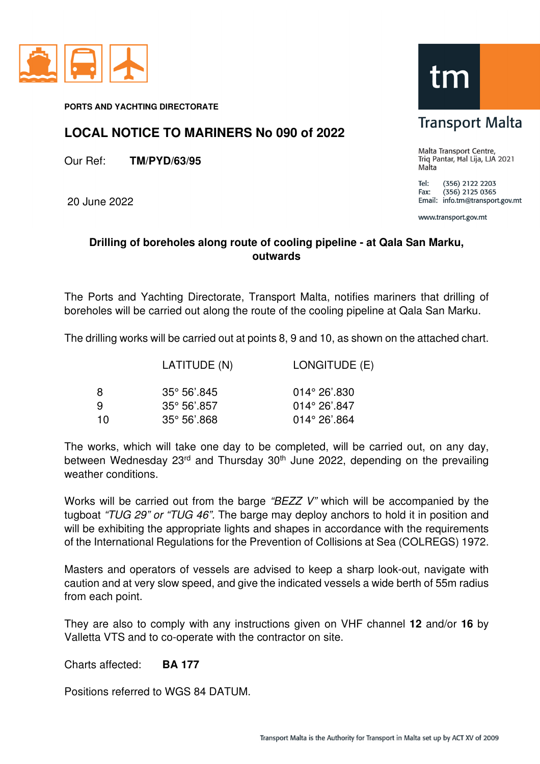**PORTS AND YACHTING DIRECTORATE**

# LOCAL NOTICE TO MARINERS No 090 of 2022

Our Ref: **TM/PYD/63/95**

20 June 2022

Transport Malta

Malta Transport Centre,
Triq Pantar, Ħal Lija, LJA 2021
Malta

Tel: (356) 2122 2203
Fax: (356) 2125 0365
Email: info.tm@transport.gov.mt

www.transport.gov.mt

## Drilling of boreholes along route of cooling pipeline - at Qala San Marku, outwards

The Ports and Yachting Directorate, Transport Malta, notifies mariners that drilling of boreholes will be carried out along the route of the cooling pipeline at Qala San Marku.

The drilling works will be carried out at points 8, 9 and 10, as shown on the attached chart.

| | LATITUDE (N) | LONGITUDE (E) |
|---|---|---|
| 8 | 35° 56'.845 | 014° 26'.830 |
| 9 | 35° 56'.857 | 014° 26'.847 |
| 10 | 35° 56'.868 | 014° 26'.864 |

The works, which will take one day to be completed, will be carried out, on any day, between Wednesday 23rd and Thursday 30th June 2022, depending on the prevailing weather conditions.

Works will be carried out from the barge *"BEZZ V"* which will be accompanied by the tugboat *"TUG 29" or "TUG 46"*. The barge may deploy anchors to hold it in position and will be exhibiting the appropriate lights and shapes in accordance with the requirements of the International Regulations for the Prevention of Collisions at Sea (COLREGS) 1972.

Masters and operators of vessels are advised to keep a sharp look-out, navigate with caution and at very slow speed, and give the indicated vessels a wide berth of 55m radius from each point.

They are also to comply with any instructions given on VHF channel **12** and/or **16** by Valletta VTS and to co-operate with the contractor on site.

Charts affected: **BA 177**

Positions referred to WGS 84 DATUM.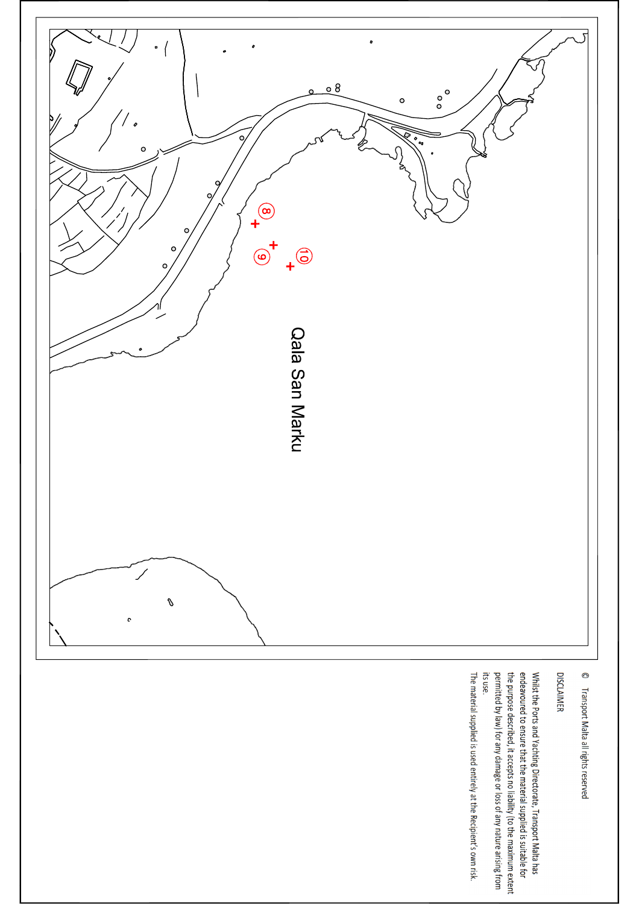Qala San Marku

8

9

10

© Transport Malta all rights reserved

DISCLAIMER

Whilst the Ports and Yachting Directorate, Transport Malta has endeavoured to ensure that the material supplied is suitable for the purpose described, it accepts no liability (to the maximum extent permitted by law) for any damage or loss of any nature arising from its use.

The material supplied is used entirely at the Recipient's own risk.